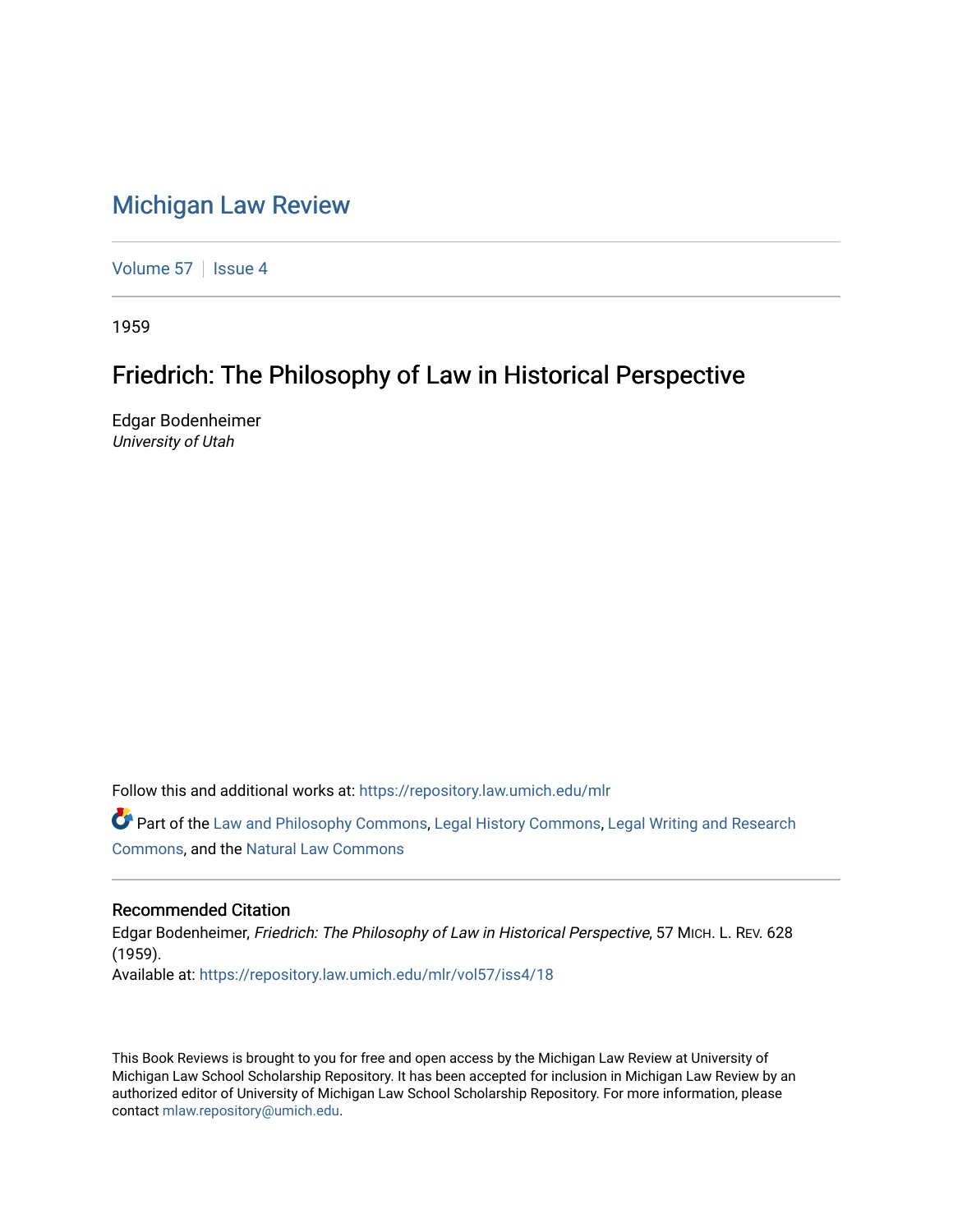# Michigan Law Review

Volume 57 | Issue 4

1959

## Friedrich: The Philosophy of Law in Historical Perspective

Edgar Bodenheimer
*University of Utah*

Follow this and additional works at: https://repository.law.umich.edu/mlr

Part of the Law and Philosophy Commons, Legal History Commons, Legal Writing and Research Commons, and the Natural Law Commons

### Recommended Citation

Edgar Bodenheimer, *Friedrich: The Philosophy of Law in Historical Perspective*, 57 MICH. L. REV. 628 (1959).
Available at: https://repository.law.umich.edu/mlr/vol57/iss4/18

This Book Reviews is brought to you for free and open access by the Michigan Law Review at University of Michigan Law School Scholarship Repository. It has been accepted for inclusion in Michigan Law Review by an authorized editor of University of Michigan Law School Scholarship Repository. For more information, please contact mlaw.repository@umich.edu.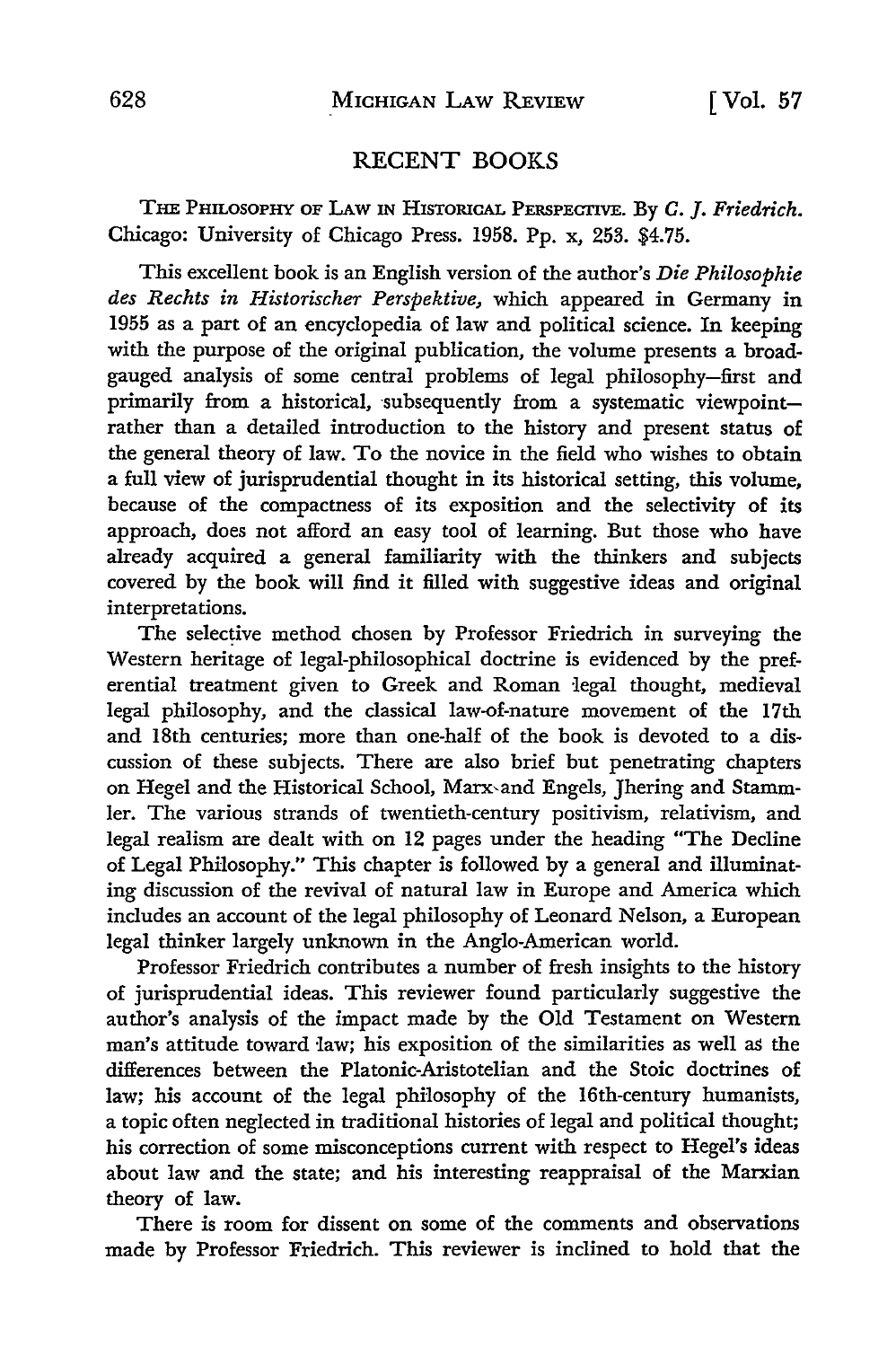## RECENT BOOKS

THE PHILOSOPHY OF LAW IN HISTORICAL PERSPECTIVE. By *C. J. Friedrich.* Chicago: University of Chicago Press. 1958. Pp. x, 253. $4.75.

This excellent book is an English version of the author's *Die Philosophie des Rechts in Historischer Perspektive,* which appeared in Germany in 1955 as a part of an encyclopedia of law and political science. In keeping with the purpose of the original publication, the volume presents a broad-gauged analysis of some central problems of legal philosophy—first and primarily from a historical, subsequently from a systematic viewpoint—rather than a detailed introduction to the history and present status of the general theory of law. To the novice in the field who wishes to obtain a full view of jurisprudential thought in its historical setting, this volume, because of the compactness of its exposition and the selectivity of its approach, does not afford an easy tool of learning. But those who have already acquired a general familiarity with the thinkers and subjects covered by the book will find it filled with suggestive ideas and original interpretations.

The selective method chosen by Professor Friedrich in surveying the Western heritage of legal-philosophical doctrine is evidenced by the preferential treatment given to Greek and Roman legal thought, medieval legal philosophy, and the classical law-of-nature movement of the 17th and 18th centuries; more than one-half of the book is devoted to a discussion of these subjects. There are also brief but penetrating chapters on Hegel and the Historical School, Marx and Engels, Jhering and Stammler. The various strands of twentieth-century positivism, relativism, and legal realism are dealt with on 12 pages under the heading "The Decline of Legal Philosophy." This chapter is followed by a general and illuminating discussion of the revival of natural law in Europe and America which includes an account of the legal philosophy of Leonard Nelson, a European legal thinker largely unknown in the Anglo-American world.

Professor Friedrich contributes a number of fresh insights to the history of jurisprudential ideas. This reviewer found particularly suggestive the author's analysis of the impact made by the Old Testament on Western man's attitude toward law; his exposition of the similarities as well as the differences between the Platonic-Aristotelian and the Stoic doctrines of law; his account of the legal philosophy of the 16th-century humanists, a topic often neglected in traditional histories of legal and political thought; his correction of some misconceptions current with respect to Hegel's ideas about law and the state; and his interesting reappraisal of the Marxian theory of law.

There is room for dissent on some of the comments and observations made by Professor Friedrich. This reviewer is inclined to hold that the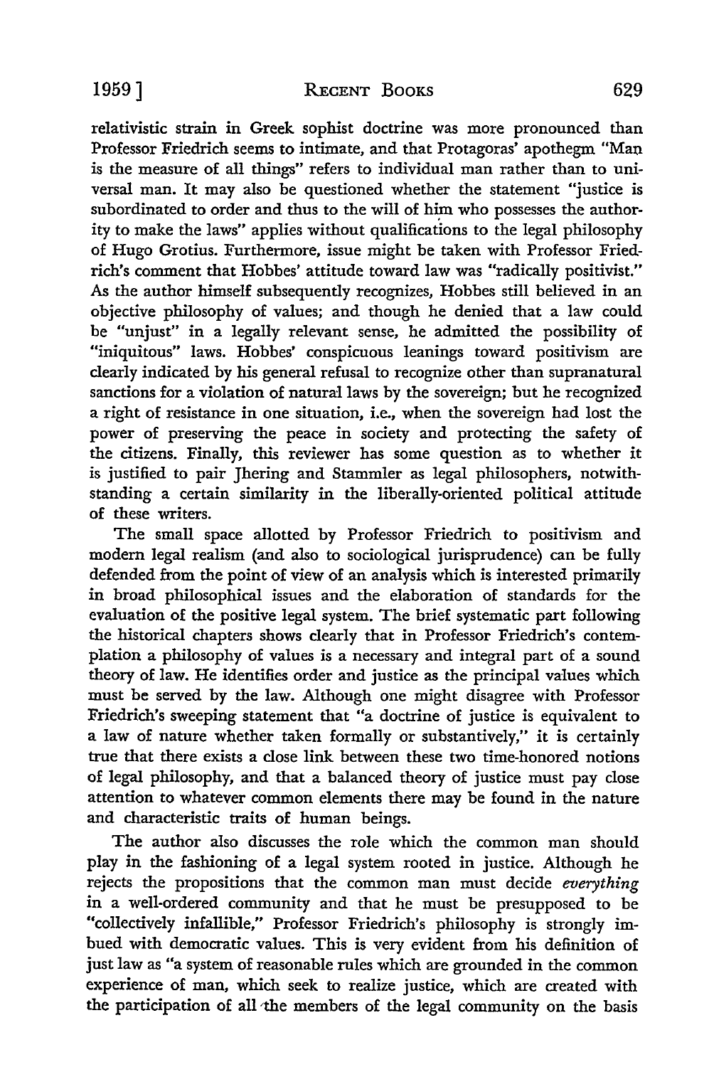relativistic strain in Greek sophist doctrine was more pronounced than Professor Friedrich seems to intimate, and that Protagoras' apothegm "Man is the measure of all things" refers to individual man rather than to universal man. It may also be questioned whether the statement "justice is subordinated to order and thus to the will of him who possesses the authority to make the laws" applies without qualifications to the legal philosophy of Hugo Grotius. Furthermore, issue might be taken with Professor Friedrich's comment that Hobbes' attitude toward law was "radically positivist." As the author himself subsequently recognizes, Hobbes still believed in an objective philosophy of values; and though he denied that a law could be "unjust" in a legally relevant sense, he admitted the possibility of "iniquitous" laws. Hobbes' conspicuous leanings toward positivism are clearly indicated by his general refusal to recognize other than supranatural sanctions for a violation of natural laws by the sovereign; but he recognized a right of resistance in one situation, i.e., when the sovereign had lost the power of preserving the peace in society and protecting the safety of the citizens. Finally, this reviewer has some question as to whether it is justified to pair Jhering and Stammler as legal philosophers, notwithstanding a certain similarity in the liberally-oriented political attitude of these writers.

The small space allotted by Professor Friedrich to positivism and modern legal realism (and also to sociological jurisprudence) can be fully defended from the point of view of an analysis which is interested primarily in broad philosophical issues and the elaboration of standards for the evaluation of the positive legal system. The brief systematic part following the historical chapters shows clearly that in Professor Friedrich's contemplation a philosophy of values is a necessary and integral part of a sound theory of law. He identifies order and justice as the principal values which must be served by the law. Although one might disagree with Professor Friedrich's sweeping statement that "a doctrine of justice is equivalent to a law of nature whether taken formally or substantively," it is certainly true that there exists a close link between these two time-honored notions of legal philosophy, and that a balanced theory of justice must pay close attention to whatever common elements there may be found in the nature and characteristic traits of human beings.

The author also discusses the role which the common man should play in the fashioning of a legal system rooted in justice. Although he rejects the propositions that the common man must decide *everything* in a well-ordered community and that he must be presupposed to be "collectively infallible," Professor Friedrich's philosophy is strongly imbued with democratic values. This is very evident from his definition of just law as "a system of reasonable rules which are grounded in the common experience of man, which seek to realize justice, which are created with the participation of all the members of the legal community on the basis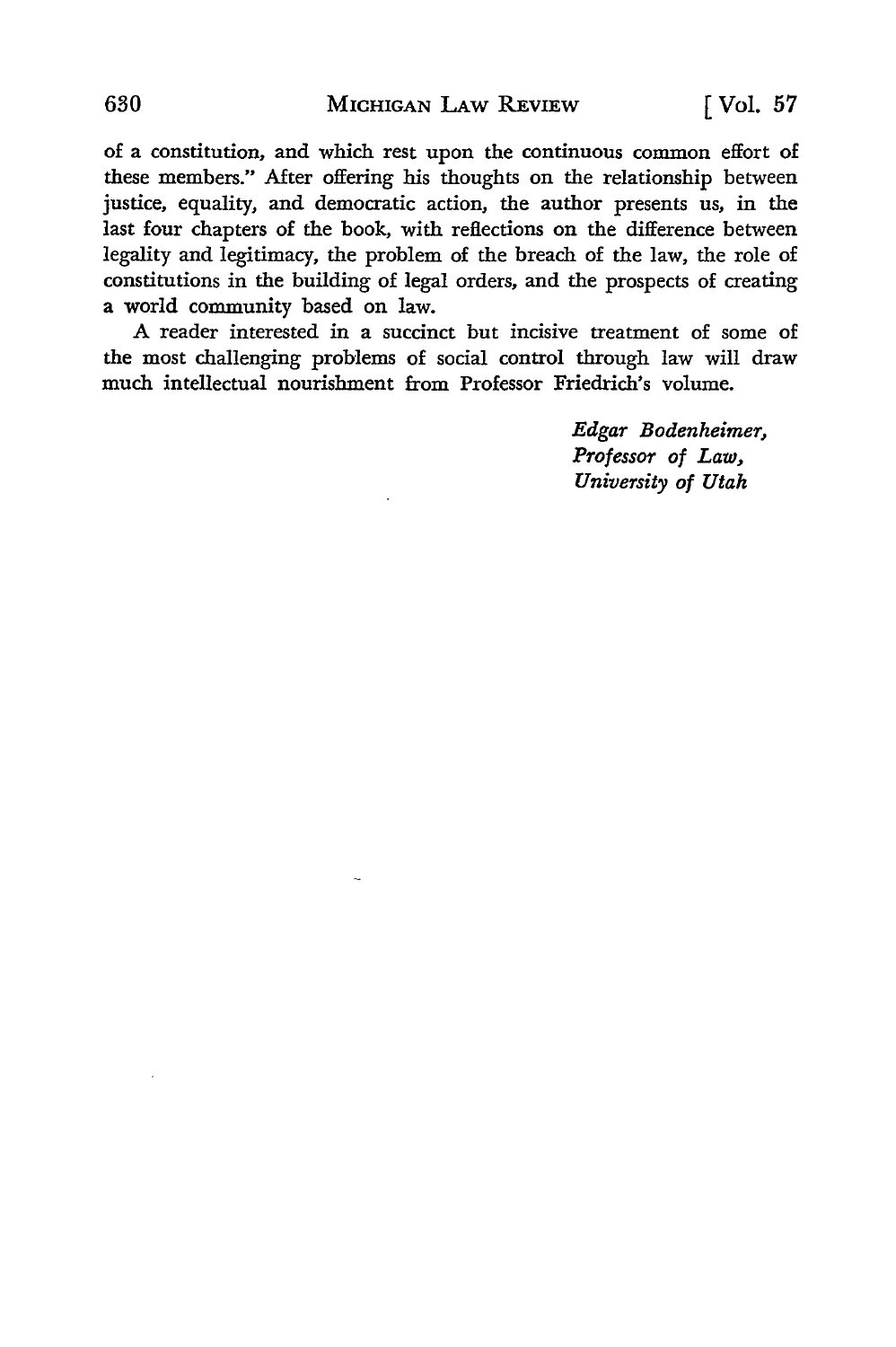of a constitution, and which rest upon the continuous common effort of these members." After offering his thoughts on the relationship between justice, equality, and democratic action, the author presents us, in the last four chapters of the book, with reflections on the difference between legality and legitimacy, the problem of the breach of the law, the role of constitutions in the building of legal orders, and the prospects of creating a world community based on law.

A reader interested in a succinct but incisive treatment of some of the most challenging problems of social control through law will draw much intellectual nourishment from Professor Friedrich's volume.

*Edgar Bodenheimer,*
*Professor of Law,*
*University of Utah*